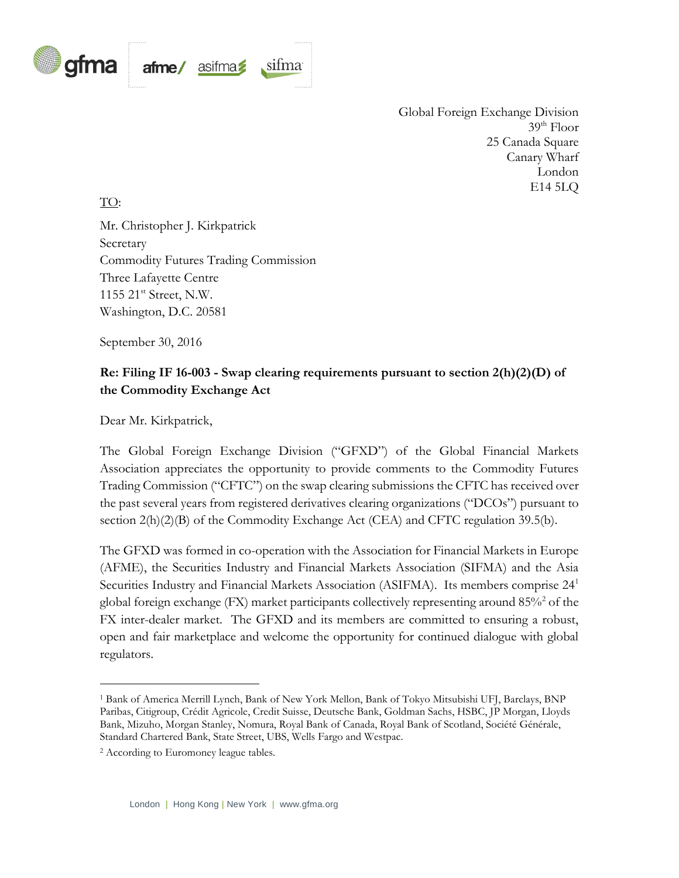Global Foreign Exchange Division
39th Floor
25 Canada Square
Canary Wharf
London
E14 5LQ

TO:

Mr. Christopher J. Kirkpatrick
Secretary
Commodity Futures Trading Commission
Three Lafayette Centre
1155 21st Street, N.W.
Washington, D.C. 20581

September 30, 2016

**Re: Filing IF 16-003 - Swap clearing requirements pursuant to section 2(h)(2)(D) of the Commodity Exchange Act**

Dear Mr. Kirkpatrick,

The Global Foreign Exchange Division ("GFXD") of the Global Financial Markets Association appreciates the opportunity to provide comments to the Commodity Futures Trading Commission ("CFTC") on the swap clearing submissions the CFTC has received over the past several years from registered derivatives clearing organizations ("DCOs") pursuant to section 2(h)(2)(B) of the Commodity Exchange Act (CEA) and CFTC regulation 39.5(b).

The GFXD was formed in co-operation with the Association for Financial Markets in Europe (AFME), the Securities Industry and Financial Markets Association (SIFMA) and the Asia Securities Industry and Financial Markets Association (ASIFMA). Its members comprise 24[1] global foreign exchange (FX) market participants collectively representing around 85%[2] of the FX inter-dealer market. The GFXD and its members are committed to ensuring a robust, open and fair marketplace and welcome the opportunity for continued dialogue with global regulators.

---

[1] Bank of America Merrill Lynch, Bank of New York Mellon, Bank of Tokyo Mitsubishi UFJ, Barclays, BNP Paribas, Citigroup, Crédit Agricole, Credit Suisse, Deutsche Bank, Goldman Sachs, HSBC, JP Morgan, Lloyds Bank, Mizuho, Morgan Stanley, Nomura, Royal Bank of Canada, Royal Bank of Scotland, Société Générale, Standard Chartered Bank, State Street, UBS, Wells Fargo and Westpac.

[2] According to Euromoney league tables.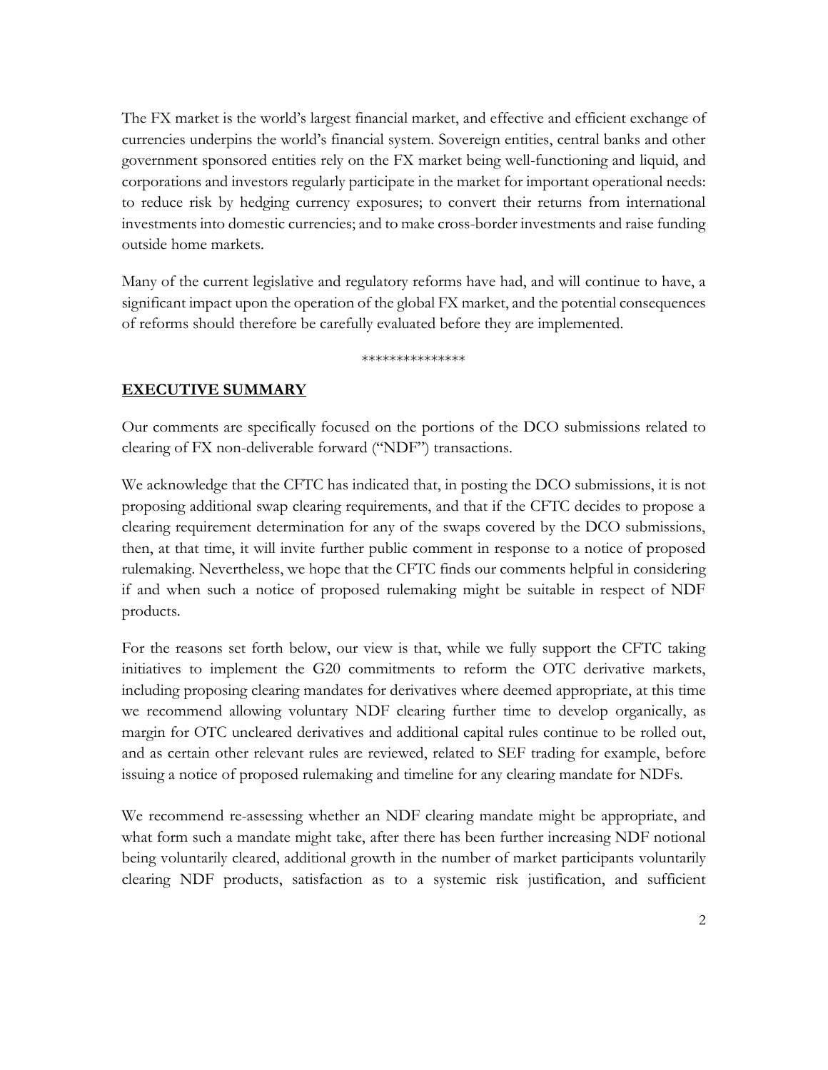The FX market is the world's largest financial market, and effective and efficient exchange of currencies underpins the world's financial system. Sovereign entities, central banks and other government sponsored entities rely on the FX market being well-functioning and liquid, and corporations and investors regularly participate in the market for important operational needs: to reduce risk by hedging currency exposures; to convert their returns from international investments into domestic currencies; and to make cross-border investments and raise funding outside home markets.

Many of the current legislative and regulatory reforms have had, and will continue to have, a significant impact upon the operation of the global FX market, and the potential consequences of reforms should therefore be carefully evaluated before they are implemented.

***************

## EXECUTIVE SUMMARY

Our comments are specifically focused on the portions of the DCO submissions related to clearing of FX non-deliverable forward ("NDF") transactions.

We acknowledge that the CFTC has indicated that, in posting the DCO submissions, it is not proposing additional swap clearing requirements, and that if the CFTC decides to propose a clearing requirement determination for any of the swaps covered by the DCO submissions, then, at that time, it will invite further public comment in response to a notice of proposed rulemaking. Nevertheless, we hope that the CFTC finds our comments helpful in considering if and when such a notice of proposed rulemaking might be suitable in respect of NDF products.

For the reasons set forth below, our view is that, while we fully support the CFTC taking initiatives to implement the G20 commitments to reform the OTC derivative markets, including proposing clearing mandates for derivatives where deemed appropriate, at this time we recommend allowing voluntary NDF clearing further time to develop organically, as margin for OTC uncleared derivatives and additional capital rules continue to be rolled out, and as certain other relevant rules are reviewed, related to SEF trading for example, before issuing a notice of proposed rulemaking and timeline for any clearing mandate for NDFs.

We recommend re-assessing whether an NDF clearing mandate might be appropriate, and what form such a mandate might take, after there has been further increasing NDF notional being voluntarily cleared, additional growth in the number of market participants voluntarily clearing NDF products, satisfaction as to a systemic risk justification, and sufficient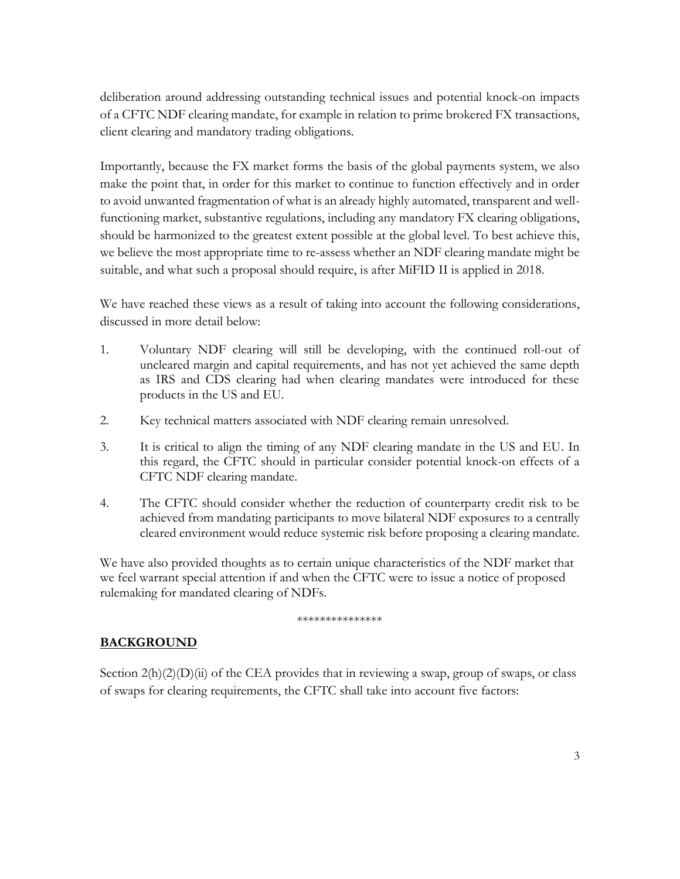deliberation around addressing outstanding technical issues and potential knock-on impacts of a CFTC NDF clearing mandate, for example in relation to prime brokered FX transactions, client clearing and mandatory trading obligations.

Importantly, because the FX market forms the basis of the global payments system, we also make the point that, in order for this market to continue to function effectively and in order to avoid unwanted fragmentation of what is an already highly automated, transparent and well-functioning market, substantive regulations, including any mandatory FX clearing obligations, should be harmonized to the greatest extent possible at the global level. To best achieve this, we believe the most appropriate time to re-assess whether an NDF clearing mandate might be suitable, and what such a proposal should require, is after MiFID II is applied in 2018.

We have reached these views as a result of taking into account the following considerations, discussed in more detail below:

1. Voluntary NDF clearing will still be developing, with the continued roll-out of uncleared margin and capital requirements, and has not yet achieved the same depth as IRS and CDS clearing had when clearing mandates were introduced for these products in the US and EU.
2. Key technical matters associated with NDF clearing remain unresolved.
3. It is critical to align the timing of any NDF clearing mandate in the US and EU. In this regard, the CFTC should in particular consider potential knock-on effects of a CFTC NDF clearing mandate.
4. The CFTC should consider whether the reduction of counterparty credit risk to be achieved from mandating participants to move bilateral NDF exposures to a centrally cleared environment would reduce systemic risk before proposing a clearing mandate.

We have also provided thoughts as to certain unique characteristics of the NDF market that we feel warrant special attention if and when the CFTC were to issue a notice of proposed rulemaking for mandated clearing of NDFs.

***************

## BACKGROUND

Section 2(h)(2)(D)(ii) of the CEA provides that in reviewing a swap, group of swaps, or class of swaps for clearing requirements, the CFTC shall take into account five factors: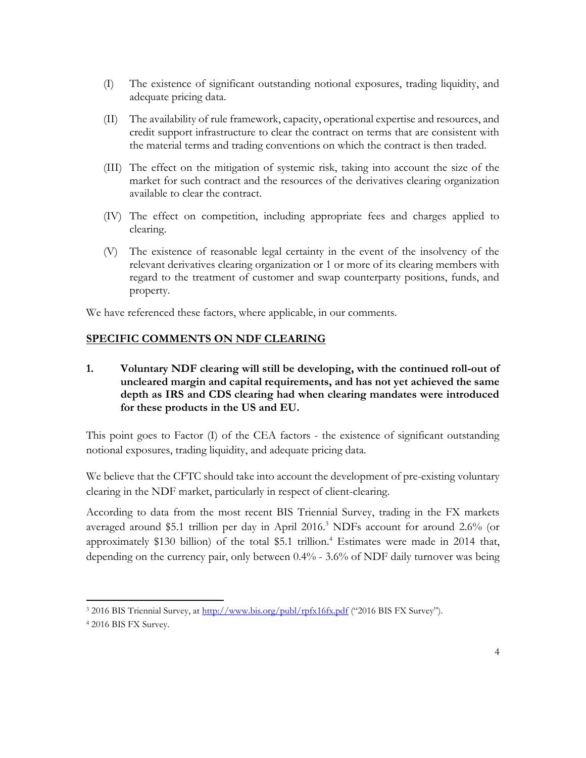(I) The existence of significant outstanding notional exposures, trading liquidity, and adequate pricing data.

(II) The availability of rule framework, capacity, operational expertise and resources, and credit support infrastructure to clear the contract on terms that are consistent with the material terms and trading conventions on which the contract is then traded.

(III) The effect on the mitigation of systemic risk, taking into account the size of the market for such contract and the resources of the derivatives clearing organization available to clear the contract.

(IV) The effect on competition, including appropriate fees and charges applied to clearing.

(V) The existence of reasonable legal certainty in the event of the insolvency of the relevant derivatives clearing organization or 1 or more of its clearing members with regard to the treatment of customer and swap counterparty positions, funds, and property.

We have referenced these factors, where applicable, in our comments.

## SPECIFIC COMMENTS ON NDF CLEARING

### 1. Voluntary NDF clearing will still be developing, with the continued roll-out of uncleared margin and capital requirements, and has not yet achieved the same depth as IRS and CDS clearing had when clearing mandates were introduced for these products in the US and EU.

This point goes to Factor (I) of the CEA factors - the existence of significant outstanding notional exposures, trading liquidity, and adequate pricing data.

We believe that the CFTC should take into account the development of pre-existing voluntary clearing in the NDF market, particularly in respect of client-clearing.

According to data from the most recent BIS Triennial Survey, trading in the FX markets averaged around \$5.1 trillion per day in April 2016.[3] NDFs account for around 2.6% (or approximately \$130 billion) of the total \$5.1 trillion.[4] Estimates were made in 2014 that, depending on the currency pair, only between 0.4% - 3.6% of NDF daily turnover was being

---

[3] 2016 BIS Triennial Survey, at http://www.bis.org/publ/rpfx16fx.pdf ("2016 BIS FX Survey").

[4] 2016 BIS FX Survey.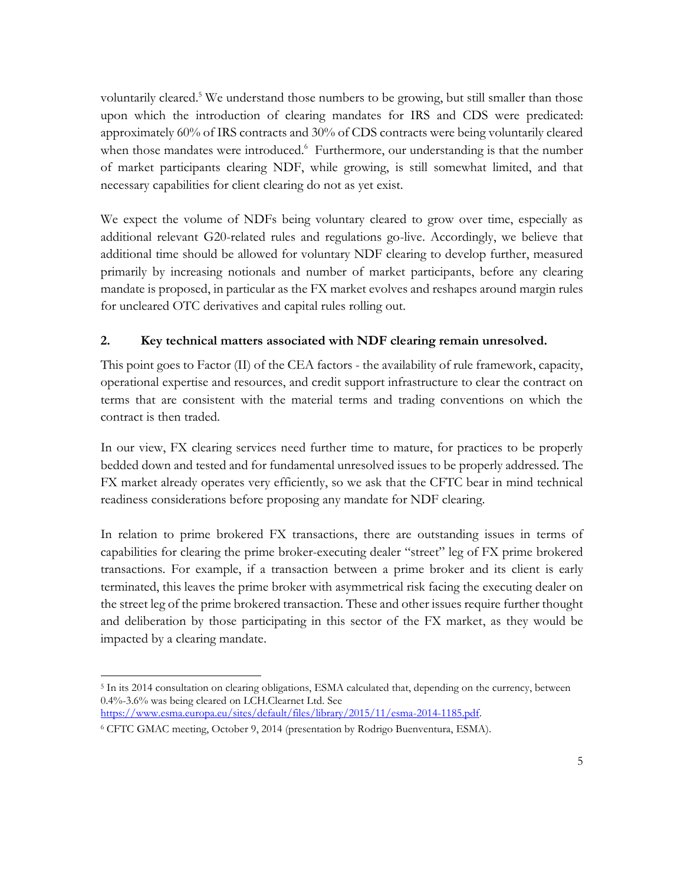voluntarily cleared.[5] We understand those numbers to be growing, but still smaller than those upon which the introduction of clearing mandates for IRS and CDS were predicated: approximately 60% of IRS contracts and 30% of CDS contracts were being voluntarily cleared when those mandates were introduced.[6] Furthermore, our understanding is that the number of market participants clearing NDF, while growing, is still somewhat limited, and that necessary capabilities for client clearing do not as yet exist.

We expect the volume of NDFs being voluntary cleared to grow over time, especially as additional relevant G20-related rules and regulations go-live. Accordingly, we believe that additional time should be allowed for voluntary NDF clearing to develop further, measured primarily by increasing notionals and number of market participants, before any clearing mandate is proposed, in particular as the FX market evolves and reshapes around margin rules for uncleared OTC derivatives and capital rules rolling out.

### 2. Key technical matters associated with NDF clearing remain unresolved.

This point goes to Factor (II) of the CEA factors - the availability of rule framework, capacity, operational expertise and resources, and credit support infrastructure to clear the contract on terms that are consistent with the material terms and trading conventions on which the contract is then traded.

In our view, FX clearing services need further time to mature, for practices to be properly bedded down and tested and for fundamental unresolved issues to be properly addressed. The FX market already operates very efficiently, so we ask that the CFTC bear in mind technical readiness considerations before proposing any mandate for NDF clearing.

In relation to prime brokered FX transactions, there are outstanding issues in terms of capabilities for clearing the prime broker-executing dealer "street" leg of FX prime brokered transactions. For example, if a transaction between a prime broker and its client is early terminated, this leaves the prime broker with asymmetrical risk facing the executing dealer on the street leg of the prime brokered transaction. These and other issues require further thought and deliberation by those participating in this sector of the FX market, as they would be impacted by a clearing mandate.

---

[5] In its 2014 consultation on clearing obligations, ESMA calculated that, depending on the currency, between 0.4%-3.6% was being cleared on LCH.Clearnet Ltd. See https://www.esma.europa.eu/sites/default/files/library/2015/11/esma-2014-1185.pdf.

[6] CFTC GMAC meeting, October 9, 2014 (presentation by Rodrigo Buenventura, ESMA).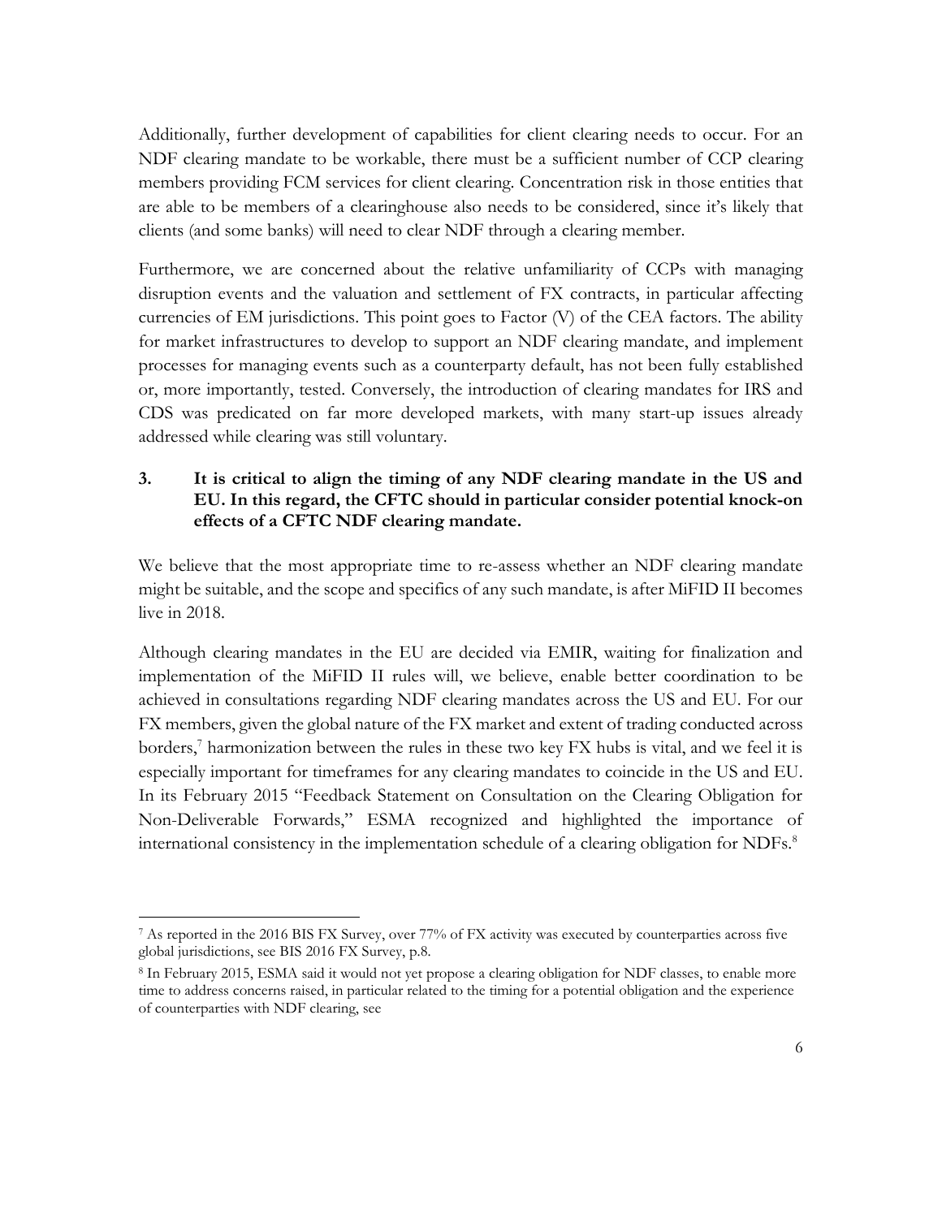Additionally, further development of capabilities for client clearing needs to occur. For an NDF clearing mandate to be workable, there must be a sufficient number of CCP clearing members providing FCM services for client clearing. Concentration risk in those entities that are able to be members of a clearinghouse also needs to be considered, since it's likely that clients (and some banks) will need to clear NDF through a clearing member.

Furthermore, we are concerned about the relative unfamiliarity of CCPs with managing disruption events and the valuation and settlement of FX contracts, in particular affecting currencies of EM jurisdictions. This point goes to Factor (V) of the CEA factors. The ability for market infrastructures to develop to support an NDF clearing mandate, and implement processes for managing events such as a counterparty default, has not been fully established or, more importantly, tested. Conversely, the introduction of clearing mandates for IRS and CDS was predicated on far more developed markets, with many start-up issues already addressed while clearing was still voluntary.

### 3. It is critical to align the timing of any NDF clearing mandate in the US and EU. In this regard, the CFTC should in particular consider potential knock-on effects of a CFTC NDF clearing mandate.

We believe that the most appropriate time to re-assess whether an NDF clearing mandate might be suitable, and the scope and specifics of any such mandate, is after MiFID II becomes live in 2018.

Although clearing mandates in the EU are decided via EMIR, waiting for finalization and implementation of the MiFID II rules will, we believe, enable better coordination to be achieved in consultations regarding NDF clearing mandates across the US and EU. For our FX members, given the global nature of the FX market and extent of trading conducted across borders,[7] harmonization between the rules in these two key FX hubs is vital, and we feel it is especially important for timeframes for any clearing mandates to coincide in the US and EU. In its February 2015 "Feedback Statement on Consultation on the Clearing Obligation for Non-Deliverable Forwards," ESMA recognized and highlighted the importance of international consistency in the implementation schedule of a clearing obligation for NDFs.[8]

---

[7] As reported in the 2016 BIS FX Survey, over 77% of FX activity was executed by counterparties across five global jurisdictions, see BIS 2016 FX Survey, p.8.

[8] In February 2015, ESMA said it would not yet propose a clearing obligation for NDF classes, to enable more time to address concerns raised, in particular related to the timing for a potential obligation and the experience of counterparties with NDF clearing, see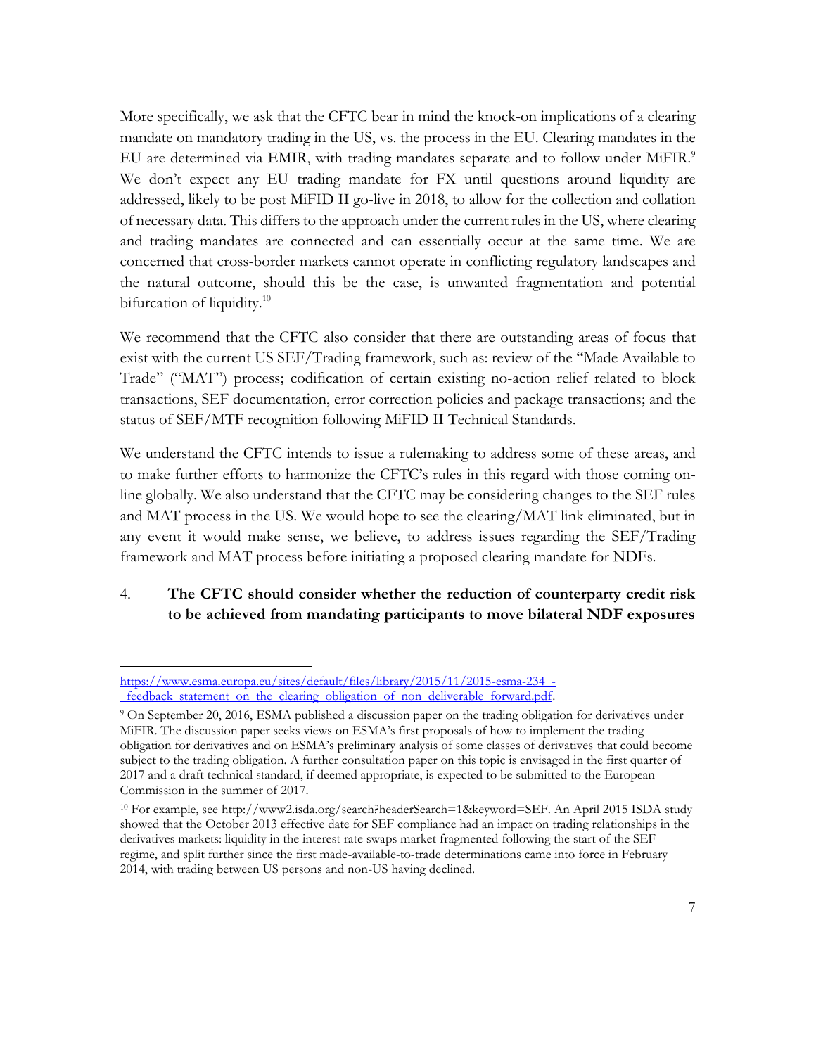More specifically, we ask that the CFTC bear in mind the knock-on implications of a clearing mandate on mandatory trading in the US, vs. the process in the EU. Clearing mandates in the EU are determined via EMIR, with trading mandates separate and to follow under MiFIR.[9] We don't expect any EU trading mandate for FX until questions around liquidity are addressed, likely to be post MiFID II go-live in 2018, to allow for the collection and collation of necessary data. This differs to the approach under the current rules in the US, where clearing and trading mandates are connected and can essentially occur at the same time. We are concerned that cross-border markets cannot operate in conflicting regulatory landscapes and the natural outcome, should this be the case, is unwanted fragmentation and potential bifurcation of liquidity.[10]

We recommend that the CFTC also consider that there are outstanding areas of focus that exist with the current US SEF/Trading framework, such as: review of the "Made Available to Trade" ("MAT") process; codification of certain existing no-action relief related to block transactions, SEF documentation, error correction policies and package transactions; and the status of SEF/MTF recognition following MiFID II Technical Standards.

We understand the CFTC intends to issue a rulemaking to address some of these areas, and to make further efforts to harmonize the CFTC's rules in this regard with those coming on-line globally. We also understand that the CFTC may be considering changes to the SEF rules and MAT process in the US. We would hope to see the clearing/MAT link eliminated, but in any event it would make sense, we believe, to address issues regarding the SEF/Trading framework and MAT process before initiating a proposed clearing mandate for NDFs.

4. **The CFTC should consider whether the reduction of counterparty credit risk to be achieved from mandating participants to move bilateral NDF exposures**

---

https://www.esma.europa.eu/sites/default/files/library/2015/11/2015-esma-234_-_feedback_statement_on_the_clearing_obligation_of_non_deliverable_forward.pdf.

[9] On September 20, 2016, ESMA published a discussion paper on the trading obligation for derivatives under MiFIR. The discussion paper seeks views on ESMA's first proposals of how to implement the trading obligation for derivatives and on ESMA's preliminary analysis of some classes of derivatives that could become subject to the trading obligation. A further consultation paper on this topic is envisaged in the first quarter of 2017 and a draft technical standard, if deemed appropriate, is expected to be submitted to the European Commission in the summer of 2017.

[10] For example, see http://www2.isda.org/search?headerSearch=1&keyword=SEF. An April 2015 ISDA study showed that the October 2013 effective date for SEF compliance had an impact on trading relationships in the derivatives markets: liquidity in the interest rate swaps market fragmented following the start of the SEF regime, and split further since the first made-available-to-trade determinations came into force in February 2014, with trading between US persons and non-US having declined.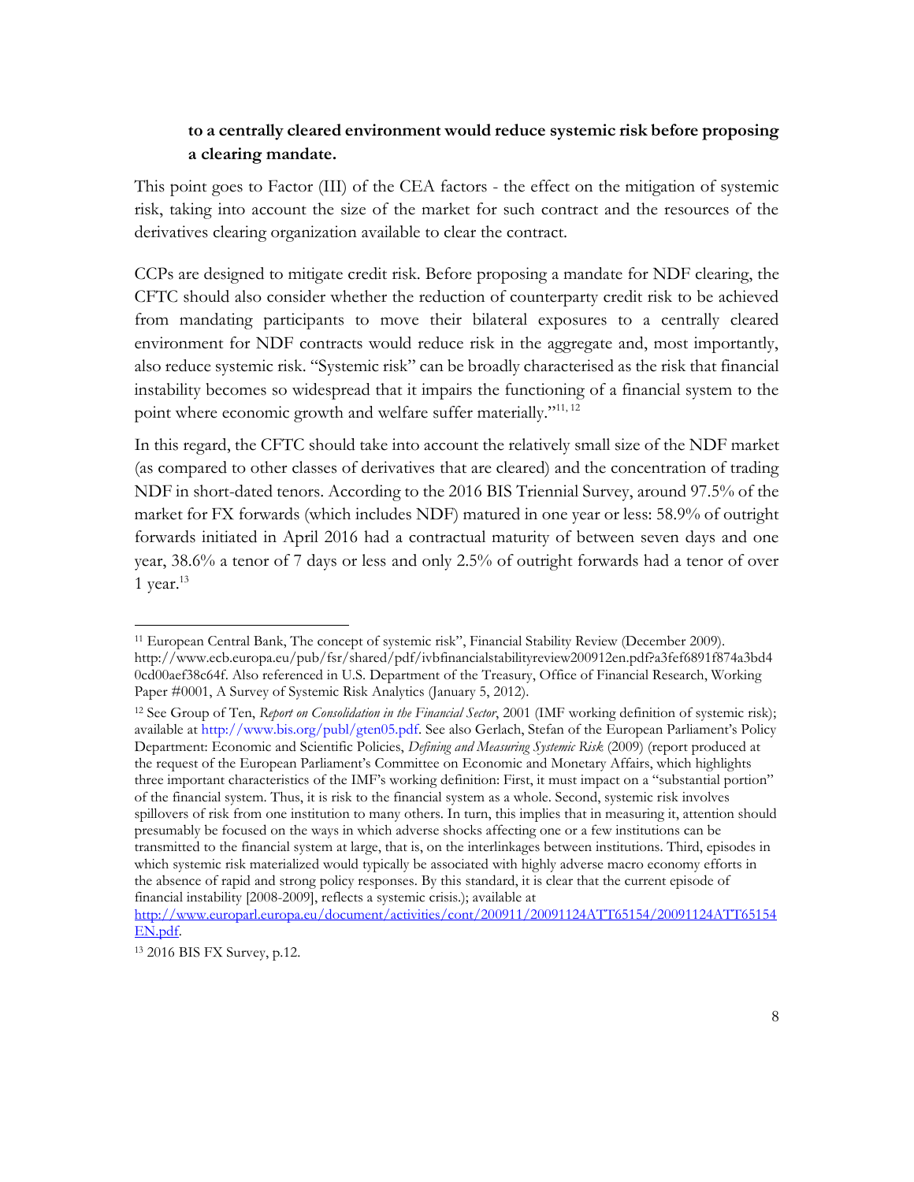**to a centrally cleared environment would reduce systemic risk before proposing a clearing mandate.**

This point goes to Factor (III) of the CEA factors - the effect on the mitigation of systemic risk, taking into account the size of the market for such contract and the resources of the derivatives clearing organization available to clear the contract.

CCPs are designed to mitigate credit risk. Before proposing a mandate for NDF clearing, the CFTC should also consider whether the reduction of counterparty credit risk to be achieved from mandating participants to move their bilateral exposures to a centrally cleared environment for NDF contracts would reduce risk in the aggregate and, most importantly, also reduce systemic risk. "Systemic risk" can be broadly characterised as the risk that financial instability becomes so widespread that it impairs the functioning of a financial system to the point where economic growth and welfare suffer materially."[11, 12]

In this regard, the CFTC should take into account the relatively small size of the NDF market (as compared to other classes of derivatives that are cleared) and the concentration of trading NDF in short-dated tenors. According to the 2016 BIS Triennial Survey, around 97.5% of the market for FX forwards (which includes NDF) matured in one year or less: 58.9% of outright forwards initiated in April 2016 had a contractual maturity of between seven days and one year, 38.6% a tenor of 7 days or less and only 2.5% of outright forwards had a tenor of over 1 year.[13]

---

[11] European Central Bank, The concept of systemic risk", Financial Stability Review (December 2009). http://www.ecb.europa.eu/pub/fsr/shared/pdf/ivbfinancialstabilityreview200912en.pdf?a3fef6891f874a3bd40cd00aef38c64f. Also referenced in U.S. Department of the Treasury, Office of Financial Research, Working Paper #0001, A Survey of Systemic Risk Analytics (January 5, 2012).

[12] See Group of Ten, *Report on Consolidation in the Financial Sector*, 2001 (IMF working definition of systemic risk); available at http://www.bis.org/publ/gten05.pdf. See also Gerlach, Stefan of the European Parliament's Policy Department: Economic and Scientific Policies, *Defining and Measuring Systemic Risk* (2009) (report produced at the request of the European Parliament's Committee on Economic and Monetary Affairs, which highlights three important characteristics of the IMF's working definition: First, it must impact on a "substantial portion" of the financial system. Thus, it is risk to the financial system as a whole. Second, systemic risk involves spillovers of risk from one institution to many others. In turn, this implies that in measuring it, attention should presumably be focused on the ways in which adverse shocks affecting one or a few institutions can be transmitted to the financial system at large, that is, on the interlinkages between institutions. Third, episodes in which systemic risk materialized would typically be associated with highly adverse macro economy efforts in the absence of rapid and strong policy responses. By this standard, it is clear that the current episode of financial instability [2008-2009], reflects a systemic crisis.); available at http://www.europarl.europa.eu/document/activities/cont/200911/20091124ATT65154/20091124ATT65154EN.pdf.

[13] 2016 BIS FX Survey, p.12.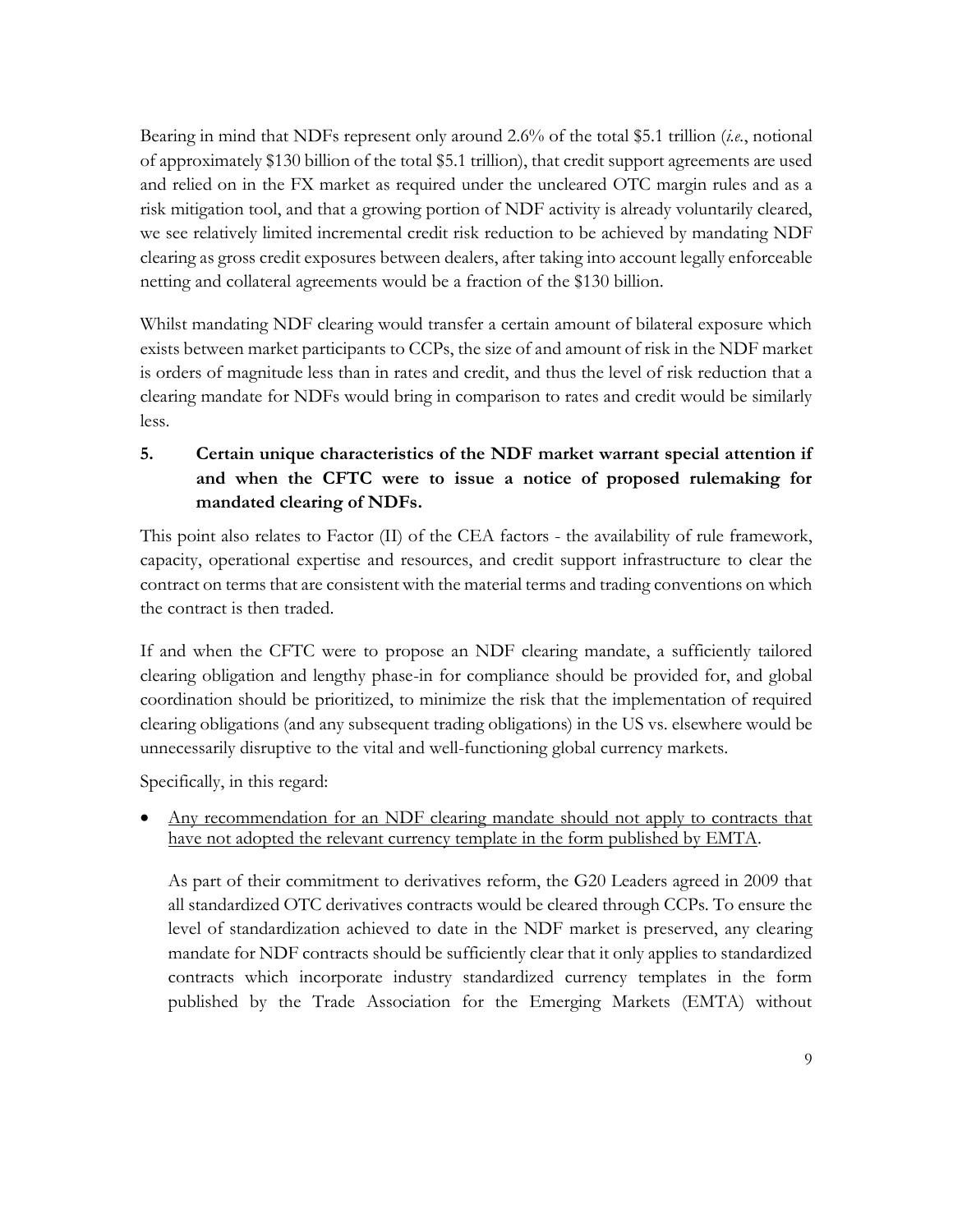Bearing in mind that NDFs represent only around 2.6% of the total $5.1 trillion (*i.e.*, notional of approximately $130 billion of the total $5.1 trillion), that credit support agreements are used and relied on in the FX market as required under the uncleared OTC margin rules and as a risk mitigation tool, and that a growing portion of NDF activity is already voluntarily cleared, we see relatively limited incremental credit risk reduction to be achieved by mandating NDF clearing as gross credit exposures between dealers, after taking into account legally enforceable netting and collateral agreements would be a fraction of the $130 billion.

Whilst mandating NDF clearing would transfer a certain amount of bilateral exposure which exists between market participants to CCPs, the size of and amount of risk in the NDF market is orders of magnitude less than in rates and credit, and thus the level of risk reduction that a clearing mandate for NDFs would bring in comparison to rates and credit would be similarly less.

## 5. Certain unique characteristics of the NDF market warrant special attention if and when the CFTC were to issue a notice of proposed rulemaking for mandated clearing of NDFs.

This point also relates to Factor (II) of the CEA factors - the availability of rule framework, capacity, operational expertise and resources, and credit support infrastructure to clear the contract on terms that are consistent with the material terms and trading conventions on which the contract is then traded.

If and when the CFTC were to propose an NDF clearing mandate, a sufficiently tailored clearing obligation and lengthy phase-in for compliance should be provided for, and global coordination should be prioritized, to minimize the risk that the implementation of required clearing obligations (and any subsequent trading obligations) in the US vs. elsewhere would be unnecessarily disruptive to the vital and well-functioning global currency markets.

Specifically, in this regard:

- <u>Any recommendation for an NDF clearing mandate should not apply to contracts that have not adopted the relevant currency template in the form published by EMTA</u>.

  As part of their commitment to derivatives reform, the G20 Leaders agreed in 2009 that all standardized OTC derivatives contracts would be cleared through CCPs. To ensure the level of standardization achieved to date in the NDF market is preserved, any clearing mandate for NDF contracts should be sufficiently clear that it only applies to standardized contracts which incorporate industry standardized currency templates in the form published by the Trade Association for the Emerging Markets (EMTA) without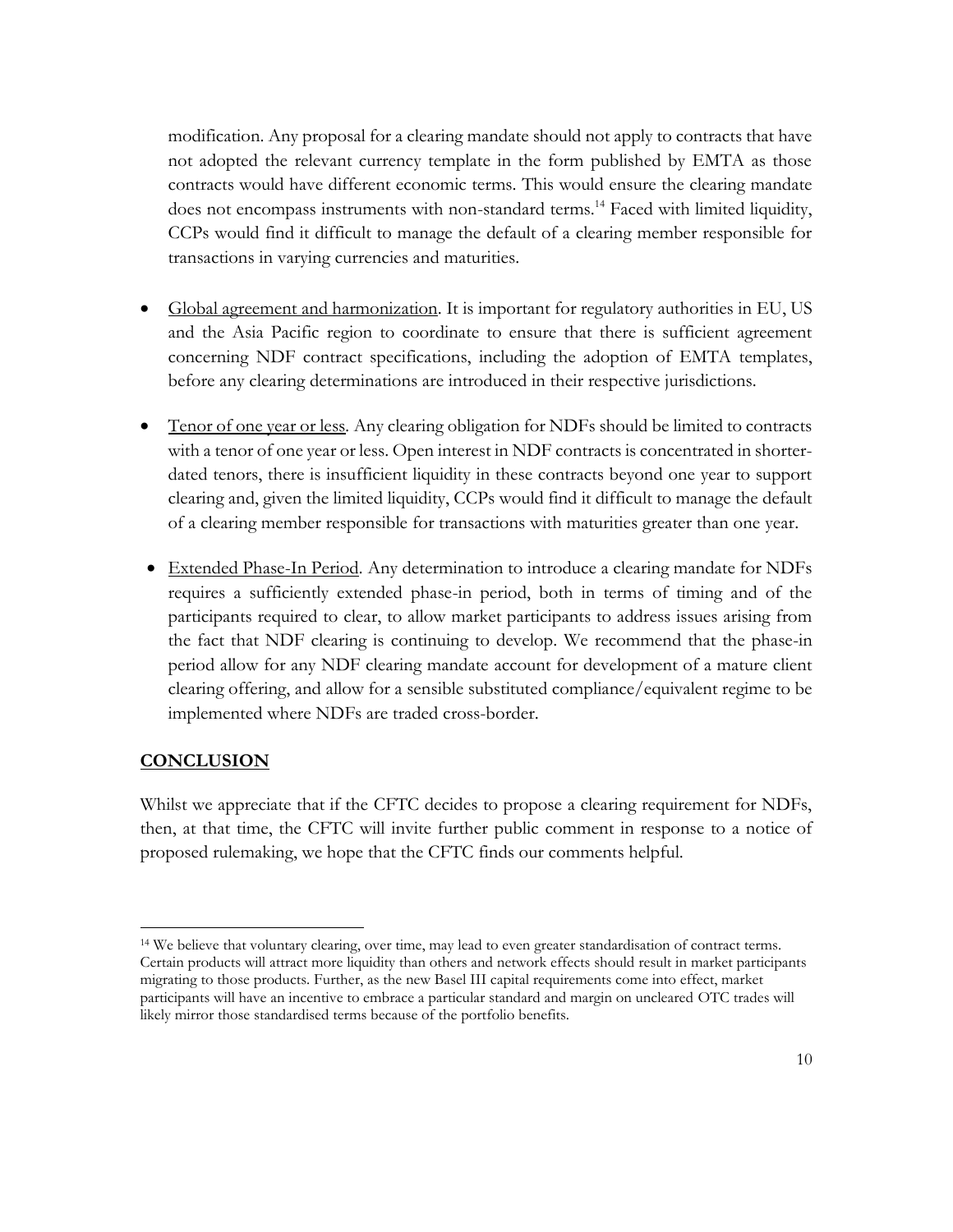modification. Any proposal for a clearing mandate should not apply to contracts that have not adopted the relevant currency template in the form published by EMTA as those contracts would have different economic terms. This would ensure the clearing mandate does not encompass instruments with non-standard terms.[14] Faced with limited liquidity, CCPs would find it difficult to manage the default of a clearing member responsible for transactions in varying currencies and maturities.

- Global agreement and harmonization. It is important for regulatory authorities in EU, US and the Asia Pacific region to coordinate to ensure that there is sufficient agreement concerning NDF contract specifications, including the adoption of EMTA templates, before any clearing determinations are introduced in their respective jurisdictions.

- Tenor of one year or less. Any clearing obligation for NDFs should be limited to contracts with a tenor of one year or less. Open interest in NDF contracts is concentrated in shorter-dated tenors, there is insufficient liquidity in these contracts beyond one year to support clearing and, given the limited liquidity, CCPs would find it difficult to manage the default of a clearing member responsible for transactions with maturities greater than one year.

- Extended Phase-In Period. Any determination to introduce a clearing mandate for NDFs requires a sufficiently extended phase-in period, both in terms of timing and of the participants required to clear, to allow market participants to address issues arising from the fact that NDF clearing is continuing to develop. We recommend that the phase-in period allow for any NDF clearing mandate account for development of a mature client clearing offering, and allow for a sensible substituted compliance/equivalent regime to be implemented where NDFs are traded cross-border.

## CONCLUSION

Whilst we appreciate that if the CFTC decides to propose a clearing requirement for NDFs, then, at that time, the CFTC will invite further public comment in response to a notice of proposed rulemaking, we hope that the CFTC finds our comments helpful.

---

[14] We believe that voluntary clearing, over time, may lead to even greater standardisation of contract terms. Certain products will attract more liquidity than others and network effects should result in market participants migrating to those products. Further, as the new Basel III capital requirements come into effect, market participants will have an incentive to embrace a particular standard and margin on uncleared OTC trades will likely mirror those standardised terms because of the portfolio benefits.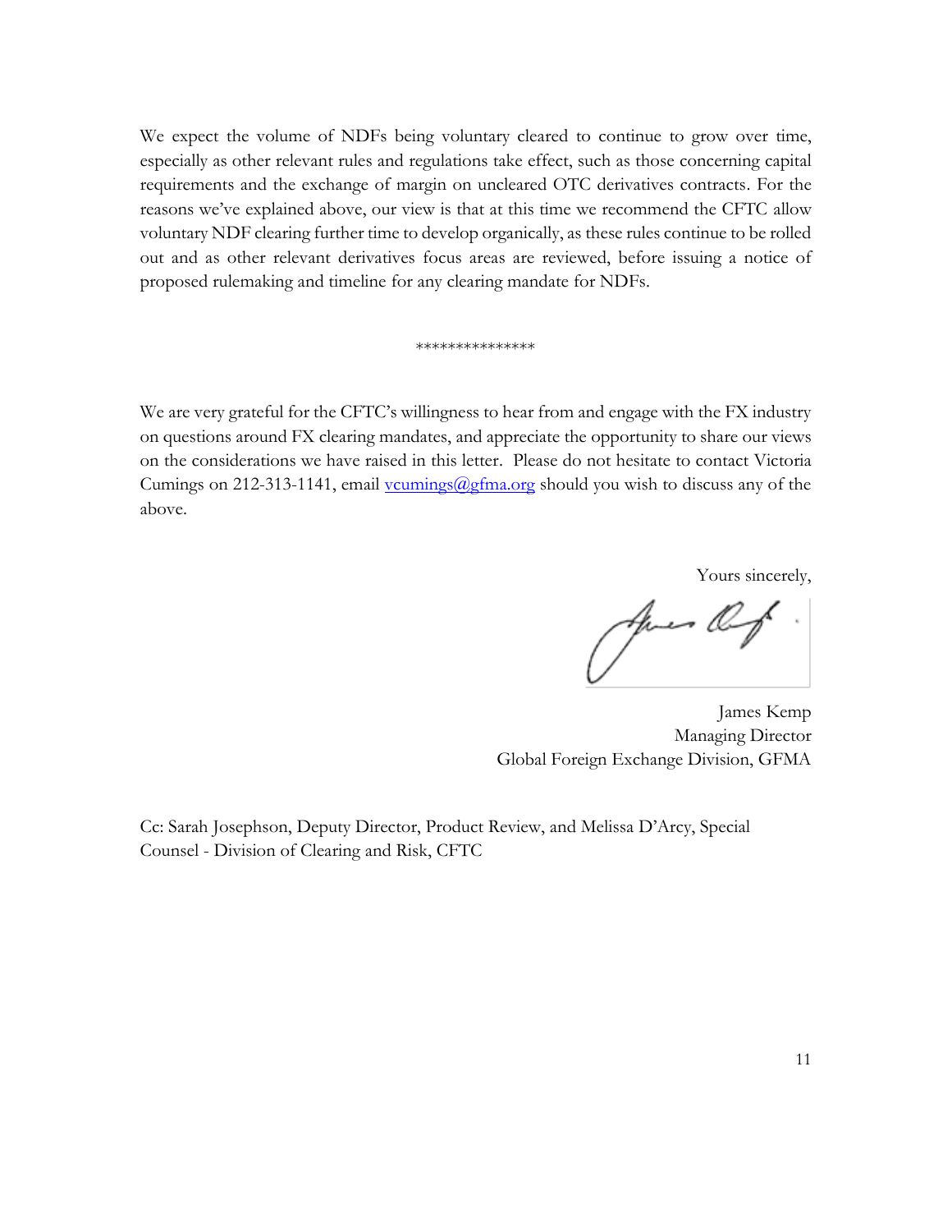We expect the volume of NDFs being voluntary cleared to continue to grow over time, especially as other relevant rules and regulations take effect, such as those concerning capital requirements and the exchange of margin on uncleared OTC derivatives contracts. For the reasons we've explained above, our view is that at this time we recommend the CFTC allow voluntary NDF clearing further time to develop organically, as these rules continue to be rolled out and as other relevant derivatives focus areas are reviewed, before issuing a notice of proposed rulemaking and timeline for any clearing mandate for NDFs.

***************

We are very grateful for the CFTC's willingness to hear from and engage with the FX industry on questions around FX clearing mandates, and appreciate the opportunity to share our views on the considerations we have raised in this letter. Please do not hesitate to contact Victoria Cumings on 212-313-1141, email vcumings@gfma.org should you wish to discuss any of the above.

Yours sincerely,

James Kemp
Managing Director
Global Foreign Exchange Division, GFMA

Cc: Sarah Josephson, Deputy Director, Product Review, and Melissa D'Arcy, Special Counsel - Division of Clearing and Risk, CFTC